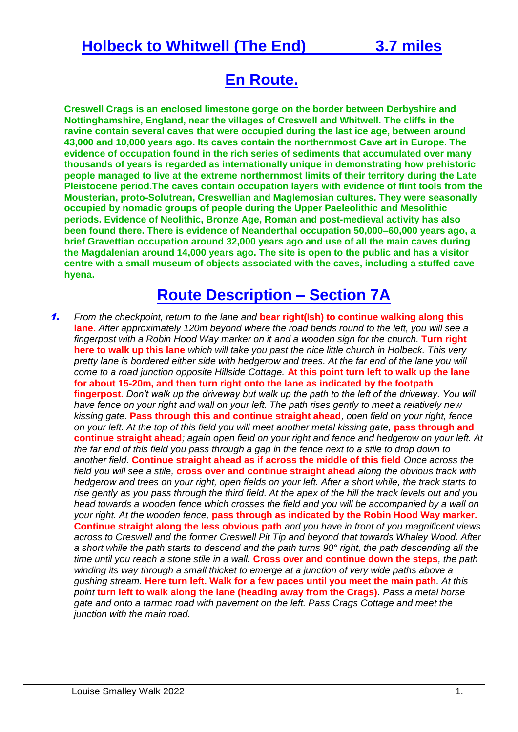# Holbeck to Whitwell (The End) 3.7 miles

## En Route.

**Creswell Crags is an enclosed limestone gorge on the border between Derbyshire and Nottinghamshire, England, near the villages of Creswell and Whitwell. The cliffs in the ravine contain several caves that were occupied during the last ice age, between around 43,000 and 10,000 years ago. Its caves contain the northernmost Cave art in Europe. The evidence of occupation found in the rich series of sediments that accumulated over many thousands of years is regarded as internationally unique in demonstrating how prehistoric people managed to live at the extreme northernmost limits of their territory during the Late Pleistocene period.The caves contain occupation layers with evidence of flint tools from the Mousterian, proto-Solutrean, Creswellian and Maglemosian cultures. They were seasonally occupied by nomadic groups of people during the Upper Paeleolithic and Mesolithic periods. Evidence of Neolithic, Bronze Age, Roman and post-medieval activity has also been found there. There is evidence of Neanderthal occupation 50,000–60,000 years ago, a brief Gravettian occupation around 32,000 years ago and use of all the main caves during the Magdalenian around 14,000 years ago. The site is open to the public and has a visitor centre with a small museum of objects associated with the caves, including a stuffed cave hyena.**

## Route Description – Section 7A

1. *From the checkpoint, return to the lane and* **bear right(Ish) to continue walking along this lane.** *After approximately 120m beyond where the road bends round to the left, you will see a fingerpost with a Robin Hood Way marker on it and a wooden sign for the church.* **Turn right here to walk up this lane** *which will take you past the nice little church in Holbeck. This very pretty lane is bordered either side with hedgerow and trees. At the far end of the lane you will come to a road junction opposite Hillside Cottage.* **At this point turn left to walk up the lane for about 15-20m, and then turn right onto the lane as indicated by the footpath fingerpost.** *Don't walk up the driveway but walk up the path to the left of the driveway. You will have fence on your right and wall on your left. The path rises gently to meet a relatively new kissing gate.* **Pass through this and continue straight ahead***, open field on your right, fence on your left. At the top of this field you will meet another metal kissing gate,* **pass through and continue straight ahead***; again open field on your right and fence and hedgerow on your left. At the far end of this field you pass through a gap in the fence next to a stile to drop down to another field.* **Continue straight ahead as if across the middle of this field** *Once across the field you will see a stile,* **cross over and continue straight ahead** *along the obvious track with hedgerow and trees on your right, open fields on your left. After a short while, the track starts to rise gently as you pass through the third field. At the apex of the hill the track levels out and you head towards a wooden fence which crosses the field and you will be accompanied by a wall on your right. At the wooden fence,* **pass through as indicated by the Robin Hood Way marker. Continue straight along the less obvious path** *and you have in front of you magnificent views across to Creswell and the former Creswell Pit Tip and beyond that towards Whaley Wood. After a short while the path starts to descend and the path turns 90° right, the path descending all the time until you reach a stone stile in a wall.* **Cross over and continue down the steps***, the path winding its way through a small thicket to emerge at a junction of very wide paths above a gushing stream.* **Here turn left. Walk for a few paces until you meet the main path***. At this point* **turn left to walk along the lane (heading away from the Crags)***. Pass a metal horse gate and onto a tarmac road with pavement on the left. Pass Crags Cottage and meet the junction with the main road.*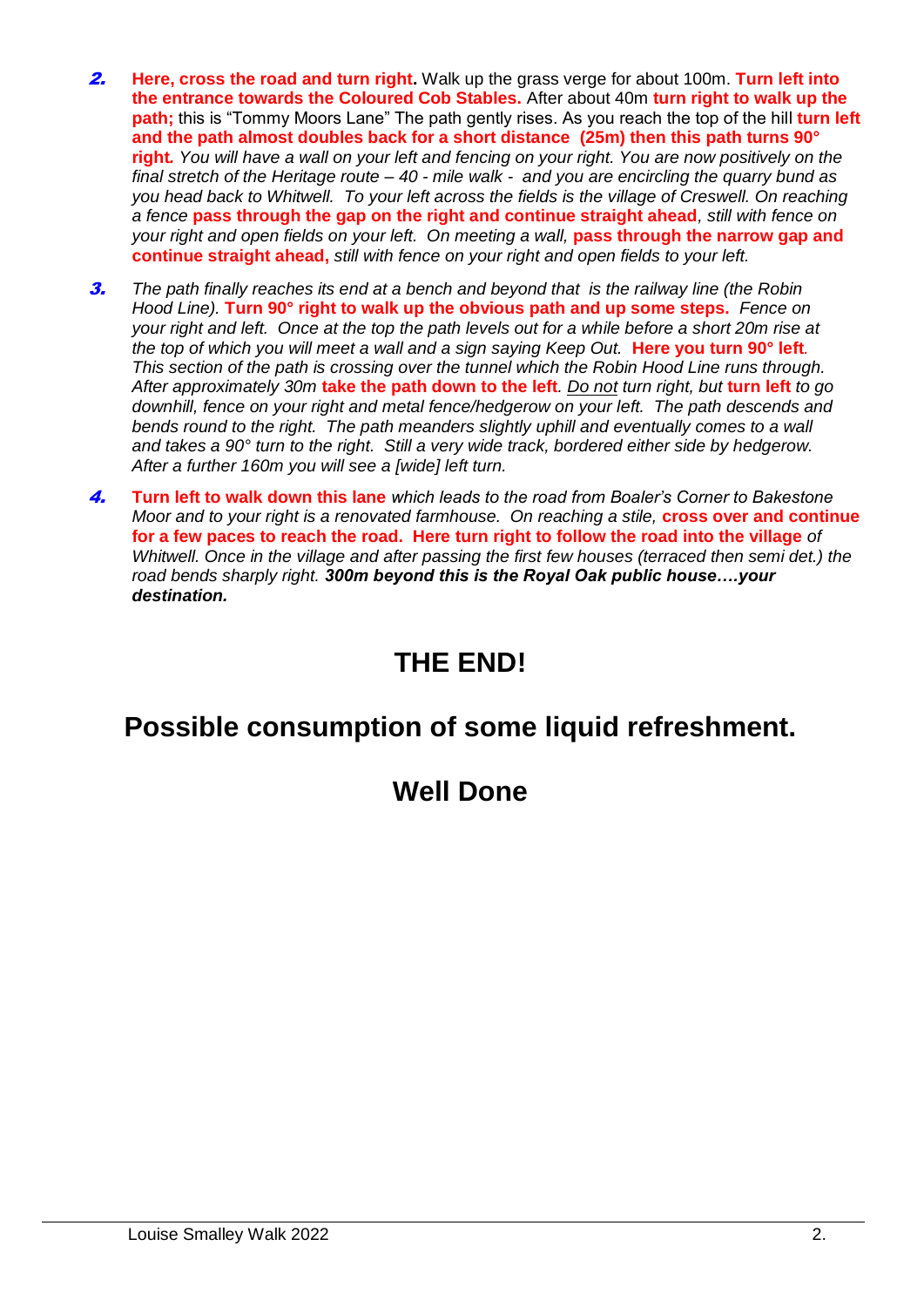2. **Here, cross the road and turn right.** Walk up the grass verge for about 100m. **Turn left into the entrance towards the Coloured Cob Stables.** After about 40m **turn right to walk up the path;** this is "Tommy Moors Lane" The path gently rises. As you reach the top of the hill **turn left and the path almost doubles back for a short distance (25m) then this path turns 90° right.** *You will have a wall on your left and fencing on your right. You are now positively on the final stretch of the Heritage route – 40 - mile walk - and you are encircling the quarry bund as you head back to Whitwell. To your left across the fields is the village of Creswell. On reaching a fence* **pass through the gap on the right and continue straight ahead**, *still with fence on your right and open fields on your left. On meeting a wall,* **pass through the narrow gap and continue straight ahead,** *still with fence on your right and open fields to your left.*

3. *The path finally reaches its end at a bench and beyond that is the railway line (the Robin Hood Line).* **Turn 90° right to walk up the obvious path and up some steps.** *Fence on your right and left. Once at the top the path levels out for a while before a short 20m rise at the top of which you will meet a wall and a sign saying Keep Out.* **Here you turn 90° left**. *This section of the path is crossing over the tunnel which the Robin Hood Line runs through. After approximately 30m* **take the path down to the left**. *Do not turn right, but* **turn left** *to go downhill, fence on your right and metal fence/hedgerow on your left. The path descends and bends round to the right. The path meanders slightly uphill and eventually comes to a wall and takes a 90° turn to the right. Still a very wide track, bordered either side by hedgerow. After a further 160m you will see a [wide] left turn.*

4. **Turn left to walk down this lane** *which leads to the road from Boaler's Corner to Bakestone Moor and to your right is a renovated farmhouse. On reaching a stile,* **cross over and continue for a few paces to reach the road. Here turn right to follow the road into the village** *of Whitwell. Once in the village and after passing the first few houses (terraced then semi det.) the road bends sharply right.* ***300m beyond this is the Royal Oak public house….your destination.***

# THE END!

# Possible consumption of some liquid refreshment.

# Well Done

Louise Smalley Walk 2022